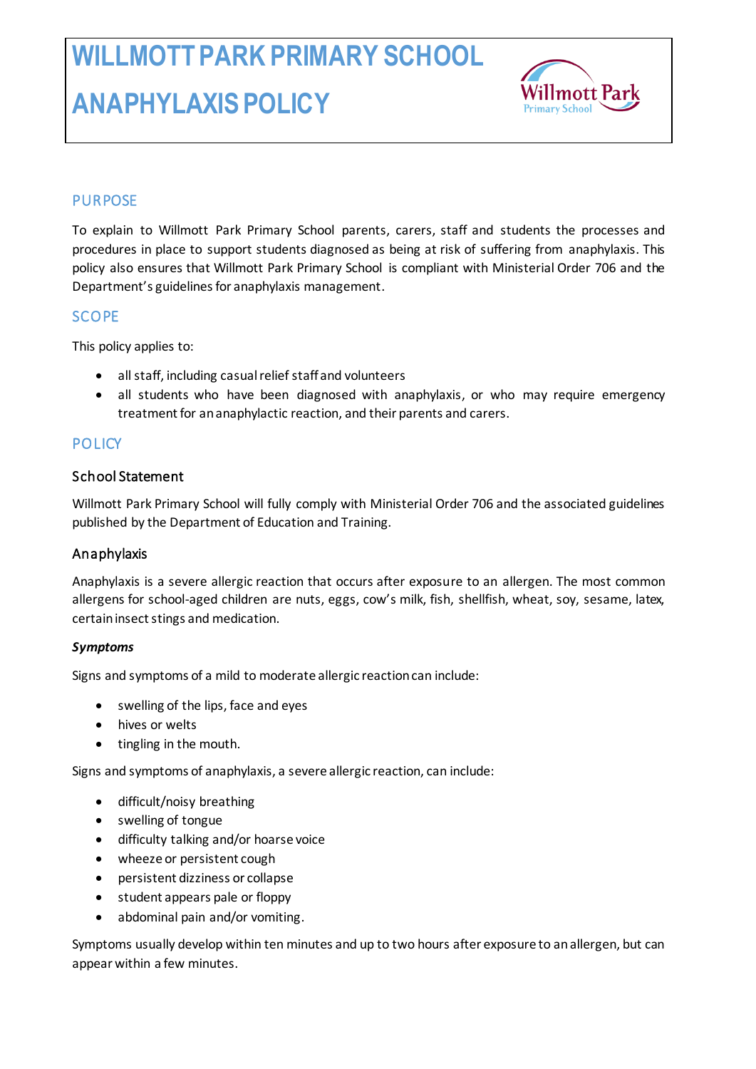# WILLMOTT PARK PRIMARY SCHOOL

# ANAPHYLAXIS POLICY

## PURPOSE

To explain to Willmott Park Primary School parents, carers, staff and students the processes and procedures in place to support students diagnosed as being at risk of suffering from anaphylaxis. This policy also ensures that Willmott Park Primary School is compliant with Ministerial Order 706 and the Department's guidelines for anaphylaxis management.

## SCOPE

This policy applies to:

- all staff, including casual relief staff and volunteers
- all students who have been diagnosed with anaphylaxis, or who may require emergency treatment for an anaphylactic reaction, and their parents and carers.

## POLICY

### School Statement

Willmott Park Primary School will fully comply with Ministerial Order 706 and the associated guidelines published by the Department of Education and Training.

### Anaphylaxis

Anaphylaxis is a severe allergic reaction that occurs after exposure to an allergen. The most common allergens for school-aged children are nuts, eggs, cow's milk, fish, shellfish, wheat, soy, sesame, latex, certain insect stings and medication.

***Symptoms***

Signs and symptoms of a mild to moderate allergic reaction can include:

- swelling of the lips, face and eyes
- hives or welts
- tingling in the mouth.

Signs and symptoms of anaphylaxis, a severe allergic reaction, can include:

- difficult/noisy breathing
- swelling of tongue
- difficulty talking and/or hoarse voice
- wheeze or persistent cough
- persistent dizziness or collapse
- student appears pale or floppy
- abdominal pain and/or vomiting.

Symptoms usually develop within ten minutes and up to two hours after exposure to an allergen, but can appear within a few minutes.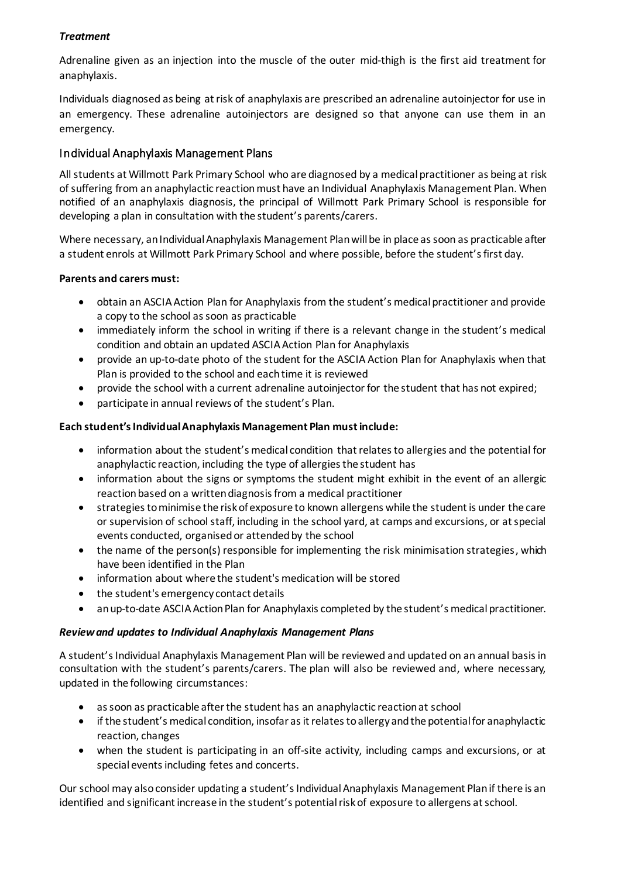### *Treatment*

Adrenaline given as an injection into the muscle of the outer mid-thigh is the first aid treatment for anaphylaxis.

Individuals diagnosed as being at risk of anaphylaxis are prescribed an adrenaline autoinjector for use in an emergency. These adrenaline autoinjectors are designed so that anyone can use them in an emergency.

## Individual Anaphylaxis Management Plans

All students at Willmott Park Primary School who are diagnosed by a medical practitioner as being at risk of suffering from an anaphylactic reaction must have an Individual Anaphylaxis Management Plan. When notified of an anaphylaxis diagnosis, the principal of Willmott Park Primary School is responsible for developing a plan in consultation with the student's parents/carers.

Where necessary, an Individual Anaphylaxis Management Plan will be in place as soon as practicable after a student enrols at Willmott Park Primary School and where possible, before the student's first day.

**Parents and carers must:**

- obtain an ASCIA Action Plan for Anaphylaxis from the student's medical practitioner and provide a copy to the school as soon as practicable
- immediately inform the school in writing if there is a relevant change in the student's medical condition and obtain an updated ASCIA Action Plan for Anaphylaxis
- provide an up-to-date photo of the student for the ASCIA Action Plan for Anaphylaxis when that Plan is provided to the school and each time it is reviewed
- provide the school with a current adrenaline autoinjector for the student that has not expired;
- participate in annual reviews of the student's Plan.

**Each student's Individual Anaphylaxis Management Plan must include:**

- information about the student's medical condition that relates to allergies and the potential for anaphylactic reaction, including the type of allergies the student has
- information about the signs or symptoms the student might exhibit in the event of an allergic reaction based on a written diagnosis from a medical practitioner
- strategies to minimise the risk of exposure to known allergens while the student is under the care or supervision of school staff, including in the school yard, at camps and excursions, or at special events conducted, organised or attended by the school
- the name of the person(s) responsible for implementing the risk minimisation strategies, which have been identified in the Plan
- information about where the student's medication will be stored
- the student's emergency contact details
- an up-to-date ASCIA Action Plan for Anaphylaxis completed by the student's medical practitioner.

### *Review and updates to Individual Anaphylaxis Management Plans*

A student's Individual Anaphylaxis Management Plan will be reviewed and updated on an annual basis in consultation with the student's parents/carers. The plan will also be reviewed and, where necessary, updated in the following circumstances:

- as soon as practicable after the student has an anaphylactic reaction at school
- if the student's medical condition, insofar as it relates to allergy and the potential for anaphylactic reaction, changes
- when the student is participating in an off-site activity, including camps and excursions, or at special events including fetes and concerts.

Our school may also consider updating a student's Individual Anaphylaxis Management Plan if there is an identified and significant increase in the student's potential risk of exposure to allergens at school.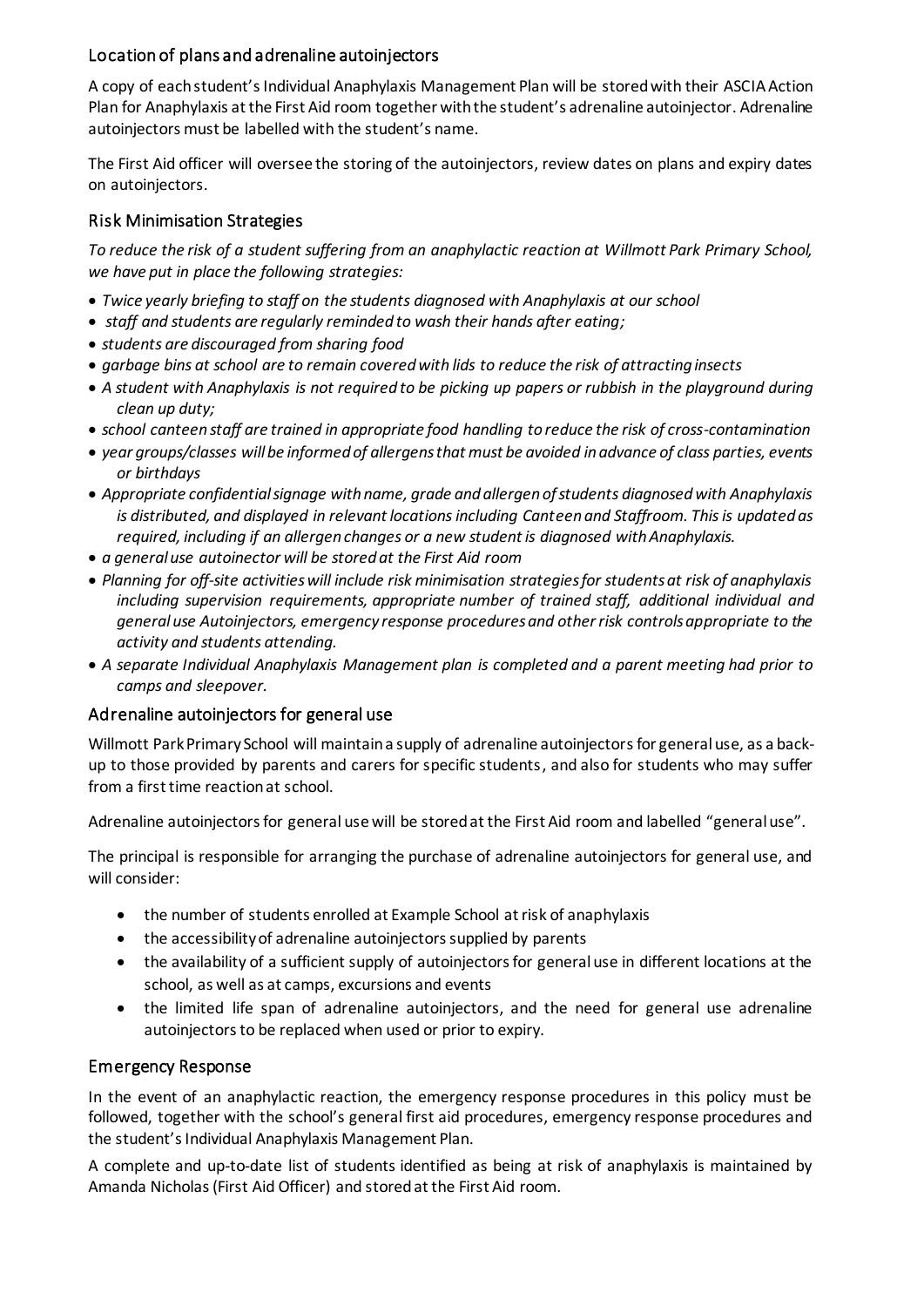## Location of plans and adrenaline autoinjectors

A copy of each student's Individual Anaphylaxis Management Plan will be stored with their ASCIA Action Plan for Anaphylaxis at the First Aid room together with the student's adrenaline autoinjector. Adrenaline autoinjectors must be labelled with the student's name.

The First Aid officer will oversee the storing of the autoinjectors, review dates on plans and expiry dates on autoinjectors.

## Risk Minimisation Strategies

*To reduce the risk of a student suffering from an anaphylactic reaction at Willmott Park Primary School, we have put in place the following strategies:*

- *Twice yearly briefing to staff on the students diagnosed with Anaphylaxis at our school*
- *staff and students are regularly reminded to wash their hands after eating;*
- *students are discouraged from sharing food*
- *garbage bins at school are to remain covered with lids to reduce the risk of attracting insects*
- *A student with Anaphylaxis is not required to be picking up papers or rubbish in the playground during clean up duty;*
- *school canteen staff are trained in appropriate food handling to reduce the risk of cross-contamination*
- *year groups/classes will be informed of allergens that must be avoided in advance of class parties, events or birthdays*
- *Appropriate confidential signage with name, grade and allergen of students diagnosed with Anaphylaxis is distributed, and displayed in relevant locations including Canteen and Staffroom. This is updated as required, including if an allergen changes or a new student is diagnosed with Anaphylaxis.*
- *a general use autoinector will be stored at the First Aid room*
- *Planning for off-site activities will include risk minimisation strategies for students at risk of anaphylaxis including supervision requirements, appropriate number of trained staff, additional individual and general use Autoinjectors, emergency response procedures and other risk controls appropriate to the activity and students attending.*
- *A separate Individual Anaphylaxis Management plan is completed and a parent meeting had prior to camps and sleepover.*

## Adrenaline autoinjectors for general use

Willmott Park Primary School will maintain a supply of adrenaline autoinjectors for general use, as a back-up to those provided by parents and carers for specific students, and also for students who may suffer from a first time reaction at school.

Adrenaline autoinjectors for general use will be stored at the First Aid room and labelled "general use".

The principal is responsible for arranging the purchase of adrenaline autoinjectors for general use, and will consider:

- the number of students enrolled at Example School at risk of anaphylaxis
- the accessibility of adrenaline autoinjectors supplied by parents
- the availability of a sufficient supply of autoinjectors for general use in different locations at the school, as well as at camps, excursions and events
- the limited life span of adrenaline autoinjectors, and the need for general use adrenaline autoinjectors to be replaced when used or prior to expiry.

## Emergency Response

In the event of an anaphylactic reaction, the emergency response procedures in this policy must be followed, together with the school's general first aid procedures, emergency response procedures and the student's Individual Anaphylaxis Management Plan.

A complete and up-to-date list of students identified as being at risk of anaphylaxis is maintained by Amanda Nicholas (First Aid Officer) and stored at the First Aid room.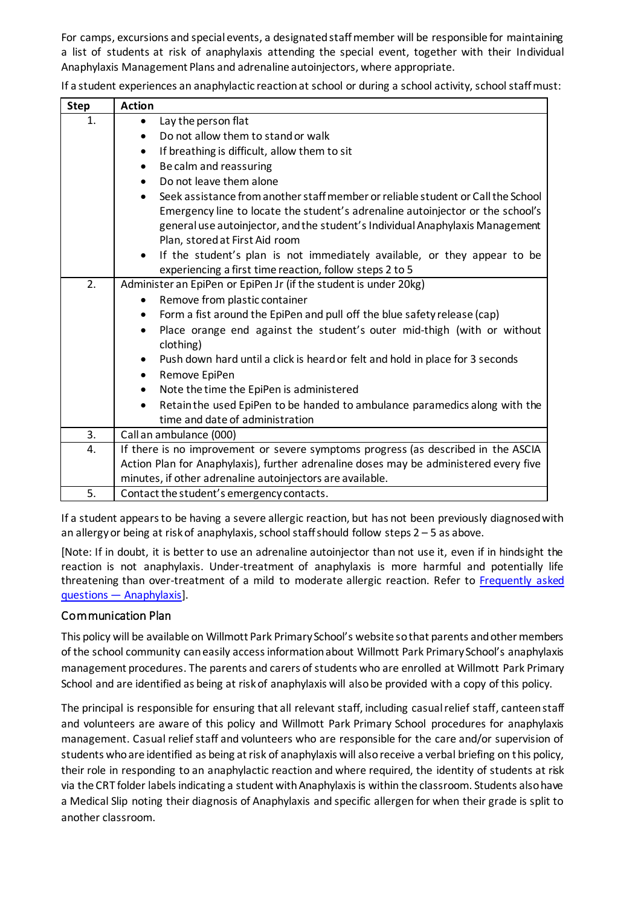For camps, excursions and special events, a designated staff member will be responsible for maintaining a list of students at risk of anaphylaxis attending the special event, together with their Individual Anaphylaxis Management Plans and adrenaline autoinjectors, where appropriate.

If a student experiences an anaphylactic reaction at school or during a school activity, school staff must:

| Step | Action |
|---|---|
| 1. | • Lay the person flat<br>• Do not allow them to stand or walk<br>• If breathing is difficult, allow them to sit<br>• Be calm and reassuring<br>• Do not leave them alone<br>• Seek assistance from another staff member or reliable student or Call the School Emergency line to locate the student's adrenaline autoinjector or the school's general use autoinjector, and the student's Individual Anaphylaxis Management Plan, stored at First Aid room<br>• If the student's plan is not immediately available, or they appear to be experiencing a first time reaction, follow steps 2 to 5 |
| 2. | Administer an EpiPen or EpiPen Jr (if the student is under 20kg)<br>• Remove from plastic container<br>• Form a fist around the EpiPen and pull off the blue safety release (cap)<br>• Place orange end against the student's outer mid-thigh (with or without clothing)<br>• Push down hard until a click is heard or felt and hold in place for 3 seconds<br>• Remove EpiPen<br>• Note the time the EpiPen is administered<br>• Retain the used EpiPen to be handed to ambulance paramedics along with the time and date of administration |
| 3. | Call an ambulance (000) |
| 4. | If there is no improvement or severe symptoms progress (as described in the ASCIA Action Plan for Anaphylaxis), further adrenaline doses may be administered every five minutes, if other adrenaline autoinjectors are available. |
| 5. | Contact the student's emergency contacts. |

If a student appears to be having a severe allergic reaction, but has not been previously diagnosed with an allergy or being at risk of anaphylaxis, school staff should follow steps 2 – 5 as above.

[Note: If in doubt, it is better to use an adrenaline autoinjector than not use it, even if in hindsight the reaction is not anaphylaxis. Under-treatment of anaphylaxis is more harmful and potentially life threatening than over-treatment of a mild to moderate allergic reaction. Refer to Frequently asked questions — Anaphylaxis].

## Communication Plan

This policy will be available on Willmott Park Primary School's website so that parents and other members of the school community can easily access information about Willmott Park Primary School's anaphylaxis management procedures. The parents and carers of students who are enrolled at Willmott Park Primary School and are identified as being at risk of anaphylaxis will also be provided with a copy of this policy.

The principal is responsible for ensuring that all relevant staff, including casual relief staff, canteen staff and volunteers are aware of this policy and Willmott Park Primary School procedures for anaphylaxis management. Casual relief staff and volunteers who are responsible for the care and/or supervision of students who are identified as being at risk of anaphylaxis will also receive a verbal briefing on this policy, their role in responding to an anaphylactic reaction and where required, the identity of students at risk via the CRT folder labels indicating a student with Anaphylaxis is within the classroom. Students also have a Medical Slip noting their diagnosis of Anaphylaxis and specific allergen for when their grade is split to another classroom.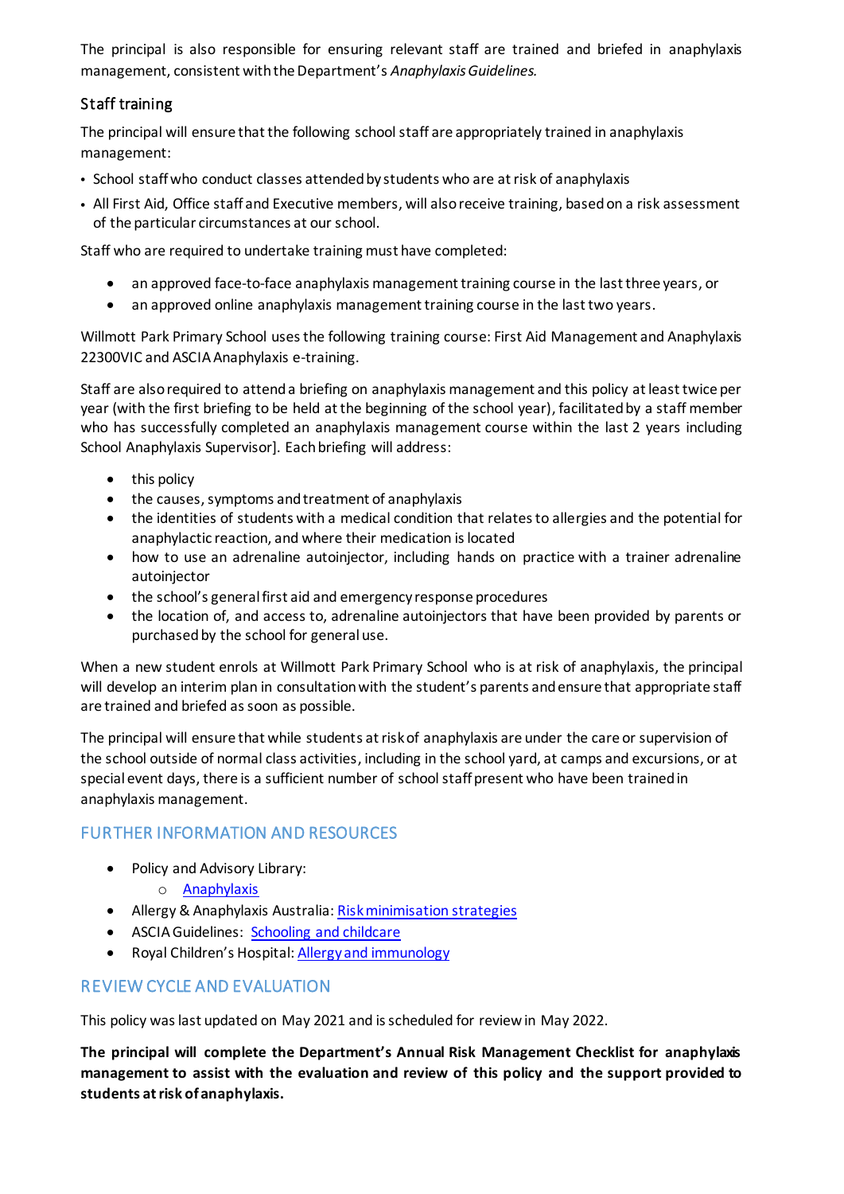The principal is also responsible for ensuring relevant staff are trained and briefed in anaphylaxis management, consistent with the Department's *Anaphylaxis Guidelines*.

### Staff training

The principal will ensure that the following school staff are appropriately trained in anaphylaxis management:

- School staff who conduct classes attended by students who are at risk of anaphylaxis
- All First Aid, Office staff and Executive members, will also receive training, based on a risk assessment of the particular circumstances at our school.

Staff who are required to undertake training must have completed:

- an approved face-to-face anaphylaxis management training course in the last three years, or
- an approved online anaphylaxis management training course in the last two years.

Willmott Park Primary School uses the following training course: First Aid Management and Anaphylaxis 22300VIC and ASCIA Anaphylaxis e-training.

Staff are also required to attend a briefing on anaphylaxis management and this policy at least twice per year (with the first briefing to be held at the beginning of the school year), facilitated by a staff member who has successfully completed an anaphylaxis management course within the last 2 years including School Anaphylaxis Supervisor]. Each briefing will address:

- this policy
- the causes, symptoms and treatment of anaphylaxis
- the identities of students with a medical condition that relates to allergies and the potential for anaphylactic reaction, and where their medication is located
- how to use an adrenaline autoinjector, including hands on practice with a trainer adrenaline autoinjector
- the school's general first aid and emergency response procedures
- the location of, and access to, adrenaline autoinjectors that have been provided by parents or purchased by the school for general use.

When a new student enrols at Willmott Park Primary School who is at risk of anaphylaxis, the principal will develop an interim plan in consultation with the student's parents and ensure that appropriate staff are trained and briefed as soon as possible.

The principal will ensure that while students at risk of anaphylaxis are under the care or supervision of the school outside of normal class activities, including in the school yard, at camps and excursions, or at special event days, there is a sufficient number of school staff present who have been trained in anaphylaxis management.

## FURTHER INFORMATION AND RESOURCES

- Policy and Advisory Library:
  - Anaphylaxis
- Allergy & Anaphylaxis Australia: Risk minimisation strategies
- ASCIA Guidelines: Schooling and childcare
- Royal Children's Hospital: Allergy and immunology

## REVIEW CYCLE AND EVALUATION

This policy was last updated on May 2021 and is scheduled for review in May 2022.

**The principal will complete the Department's Annual Risk Management Checklist for anaphylaxis management to assist with the evaluation and review of this policy and the support provided to students at risk of anaphylaxis.**